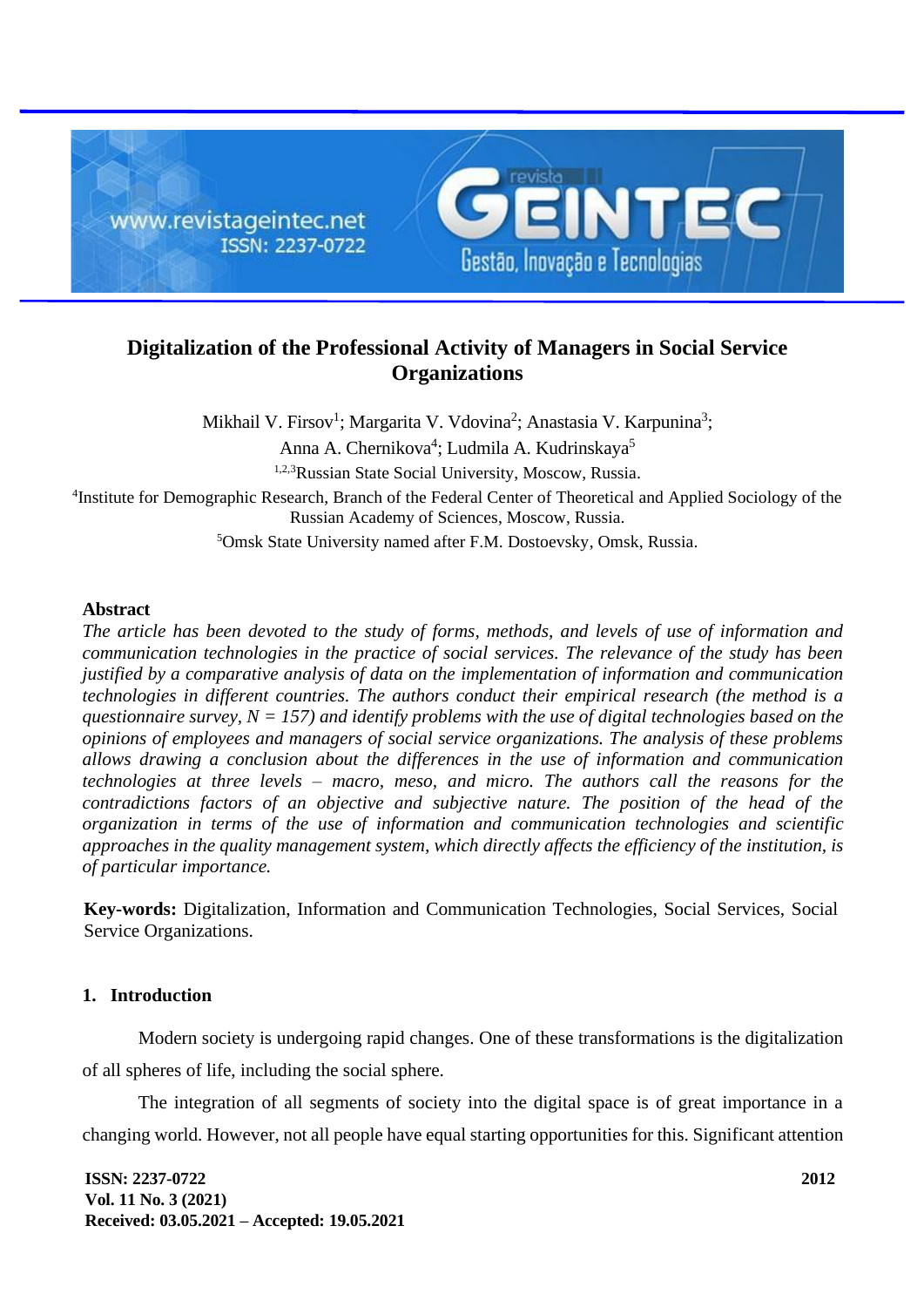# Digitalization of the Professional Activity of Managers in Social Service Organizations

Mikhail V. Firsov[1]; Margarita V. Vdovina[2]; Anastasia V. Karpunina[3];

Anna A. Chernikova[4]; Ludmila A. Kudrinskaya[5]

[1,2,3]Russian State Social University, Moscow, Russia.

[4]Institute for Demographic Research, Branch of the Federal Center of Theoretical and Applied Sociology of the Russian Academy of Sciences, Moscow, Russia.

[5]Omsk State University named after F.M. Dostoevsky, Omsk, Russia.

### Abstract

*The article has been devoted to the study of forms, methods, and levels of use of information and communication technologies in the practice of social services. The relevance of the study has been justified by a comparative analysis of data on the implementation of information and communication technologies in different countries. The authors conduct their empirical research (the method is a questionnaire survey, N = 157) and identify problems with the use of digital technologies based on the opinions of employees and managers of social service organizations. The analysis of these problems allows drawing a conclusion about the differences in the use of information and communication technologies at three levels – macro, meso, and micro. The authors call the reasons for the contradictions factors of an objective and subjective nature. The position of the head of the organization in terms of the use of information and communication technologies and scientific approaches in the quality management system, which directly affects the efficiency of the institution, is of particular importance.*

**Key-words:** Digitalization, Information and Communication Technologies, Social Services, Social Service Organizations.

## 1. Introduction

Modern society is undergoing rapid changes. One of these transformations is the digitalization of all spheres of life, including the social sphere.

The integration of all segments of society into the digital space is of great importance in a changing world. However, not all people have equal starting opportunities for this. Significant attention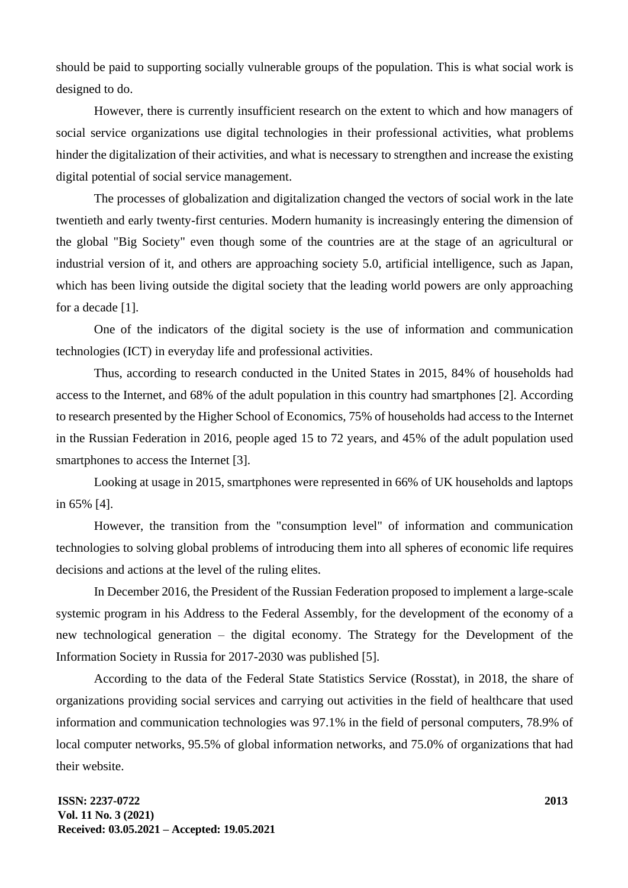should be paid to supporting socially vulnerable groups of the population. This is what social work is designed to do.

However, there is currently insufficient research on the extent to which and how managers of social service organizations use digital technologies in their professional activities, what problems hinder the digitalization of their activities, and what is necessary to strengthen and increase the existing digital potential of social service management.

The processes of globalization and digitalization changed the vectors of social work in the late twentieth and early twenty-first centuries. Modern humanity is increasingly entering the dimension of the global "Big Society" even though some of the countries are at the stage of an agricultural or industrial version of it, and others are approaching society 5.0, artificial intelligence, such as Japan, which has been living outside the digital society that the leading world powers are only approaching for a decade [1].

One of the indicators of the digital society is the use of information and communication technologies (ICT) in everyday life and professional activities.

Thus, according to research conducted in the United States in 2015, 84% of households had access to the Internet, and 68% of the adult population in this country had smartphones [2]. According to research presented by the Higher School of Economics, 75% of households had access to the Internet in the Russian Federation in 2016, people aged 15 to 72 years, and 45% of the adult population used smartphones to access the Internet [3].

Looking at usage in 2015, smartphones were represented in 66% of UK households and laptops in 65% [4].

However, the transition from the "consumption level" of information and communication technologies to solving global problems of introducing them into all spheres of economic life requires decisions and actions at the level of the ruling elites.

In December 2016, the President of the Russian Federation proposed to implement a large-scale systemic program in his Address to the Federal Assembly, for the development of the economy of a new technological generation – the digital economy. The Strategy for the Development of the Information Society in Russia for 2017-2030 was published [5].

According to the data of the Federal State Statistics Service (Rosstat), in 2018, the share of organizations providing social services and carrying out activities in the field of healthcare that used information and communication technologies was 97.1% in the field of personal computers, 78.9% of local computer networks, 95.5% of global information networks, and 75.0% of organizations that had their website.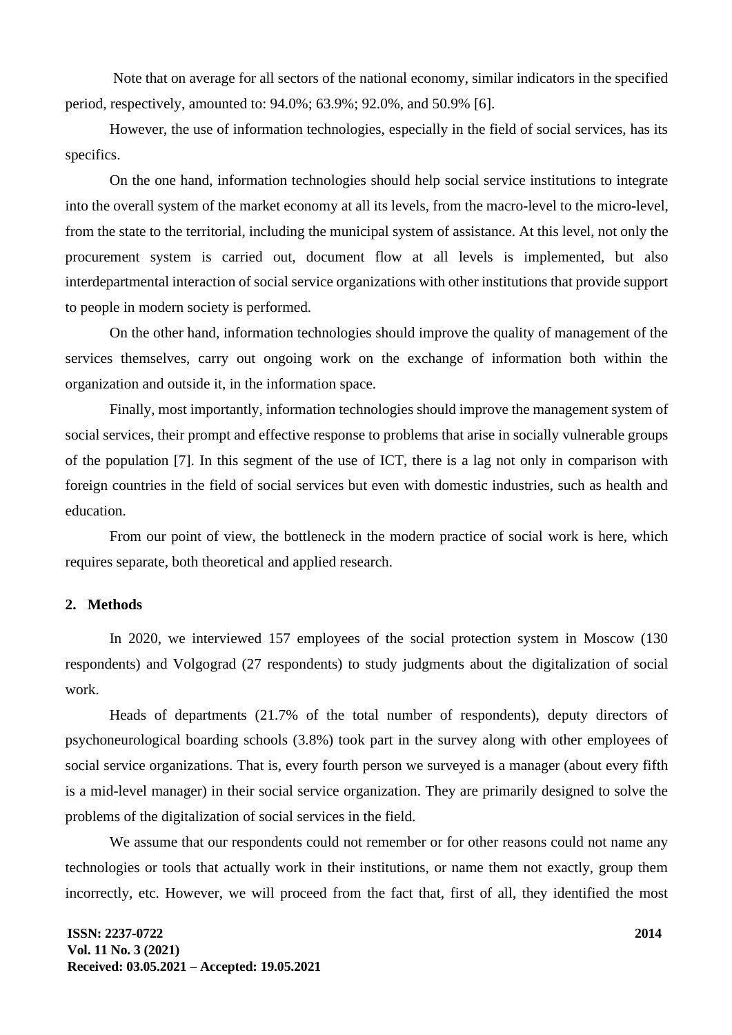Note that on average for all sectors of the national economy, similar indicators in the specified period, respectively, amounted to: 94.0%; 63.9%; 92.0%, and 50.9% [6].

However, the use of information technologies, especially in the field of social services, has its specifics.

On the one hand, information technologies should help social service institutions to integrate into the overall system of the market economy at all its levels, from the macro-level to the micro-level, from the state to the territorial, including the municipal system of assistance. At this level, not only the procurement system is carried out, document flow at all levels is implemented, but also interdepartmental interaction of social service organizations with other institutions that provide support to people in modern society is performed.

On the other hand, information technologies should improve the quality of management of the services themselves, carry out ongoing work on the exchange of information both within the organization and outside it, in the information space.

Finally, most importantly, information technologies should improve the management system of social services, their prompt and effective response to problems that arise in socially vulnerable groups of the population [7]. In this segment of the use of ICT, there is a lag not only in comparison with foreign countries in the field of social services but even with domestic industries, such as health and education.

From our point of view, the bottleneck in the modern practice of social work is here, which requires separate, both theoretical and applied research.

## 2. Methods

In 2020, we interviewed 157 employees of the social protection system in Moscow (130 respondents) and Volgograd (27 respondents) to study judgments about the digitalization of social work.

Heads of departments (21.7% of the total number of respondents), deputy directors of psychoneurological boarding schools (3.8%) took part in the survey along with other employees of social service organizations. That is, every fourth person we surveyed is a manager (about every fifth is a mid-level manager) in their social service organization. They are primarily designed to solve the problems of the digitalization of social services in the field.

We assume that our respondents could not remember or for other reasons could not name any technologies or tools that actually work in their institutions, or name them not exactly, group them incorrectly, etc. However, we will proceed from the fact that, first of all, they identified the most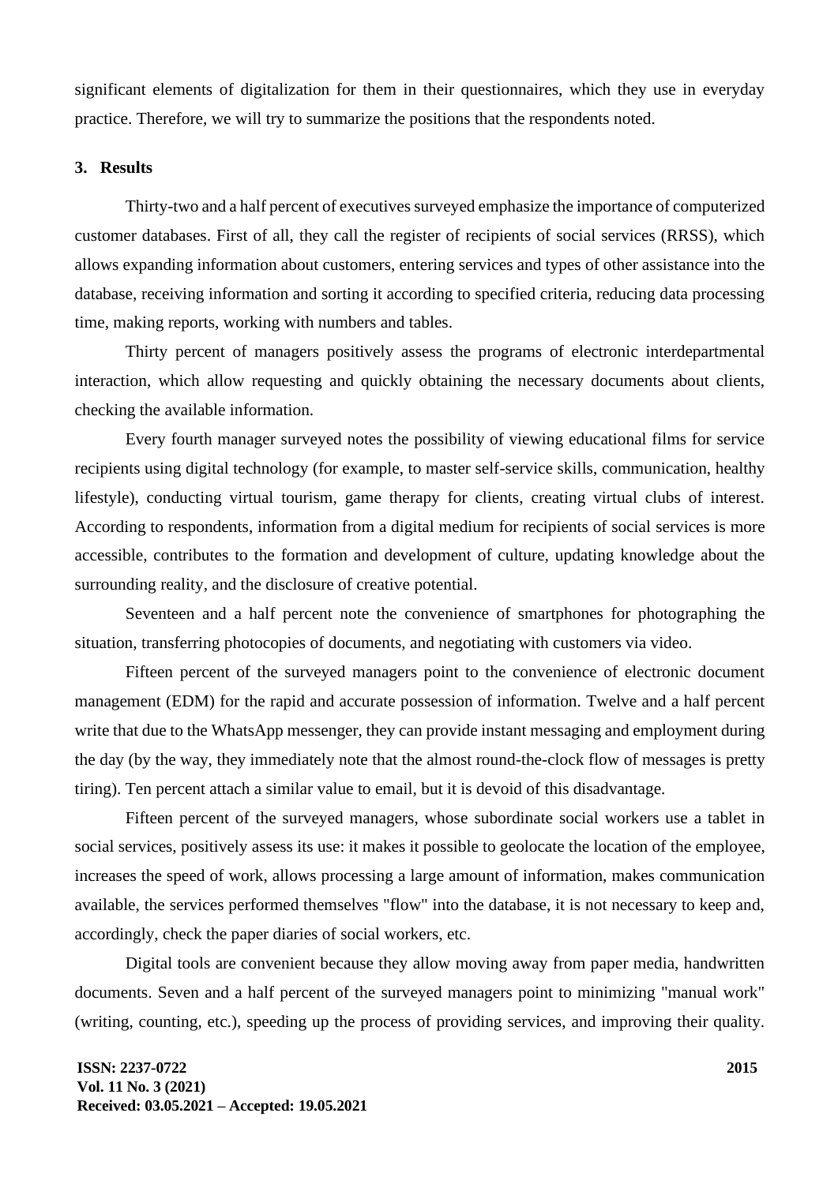significant elements of digitalization for them in their questionnaires, which they use in everyday practice. Therefore, we will try to summarize the positions that the respondents noted.

## 3. Results

Thirty-two and a half percent of executives surveyed emphasize the importance of computerized customer databases. First of all, they call the register of recipients of social services (RRSS), which allows expanding information about customers, entering services and types of other assistance into the database, receiving information and sorting it according to specified criteria, reducing data processing time, making reports, working with numbers and tables.

Thirty percent of managers positively assess the programs of electronic interdepartmental interaction, which allow requesting and quickly obtaining the necessary documents about clients, checking the available information.

Every fourth manager surveyed notes the possibility of viewing educational films for service recipients using digital technology (for example, to master self-service skills, communication, healthy lifestyle), conducting virtual tourism, game therapy for clients, creating virtual clubs of interest. According to respondents, information from a digital medium for recipients of social services is more accessible, contributes to the formation and development of culture, updating knowledge about the surrounding reality, and the disclosure of creative potential.

Seventeen and a half percent note the convenience of smartphones for photographing the situation, transferring photocopies of documents, and negotiating with customers via video.

Fifteen percent of the surveyed managers point to the convenience of electronic document management (EDM) for the rapid and accurate possession of information. Twelve and a half percent write that due to the WhatsApp messenger, they can provide instant messaging and employment during the day (by the way, they immediately note that the almost round-the-clock flow of messages is pretty tiring). Ten percent attach a similar value to email, but it is devoid of this disadvantage.

Fifteen percent of the surveyed managers, whose subordinate social workers use a tablet in social services, positively assess its use: it makes it possible to geolocate the location of the employee, increases the speed of work, allows processing a large amount of information, makes communication available, the services performed themselves "flow" into the database, it is not necessary to keep and, accordingly, check the paper diaries of social workers, etc.

Digital tools are convenient because they allow moving away from paper media, handwritten documents. Seven and a half percent of the surveyed managers point to minimizing "manual work" (writing, counting, etc.), speeding up the process of providing services, and improving their quality.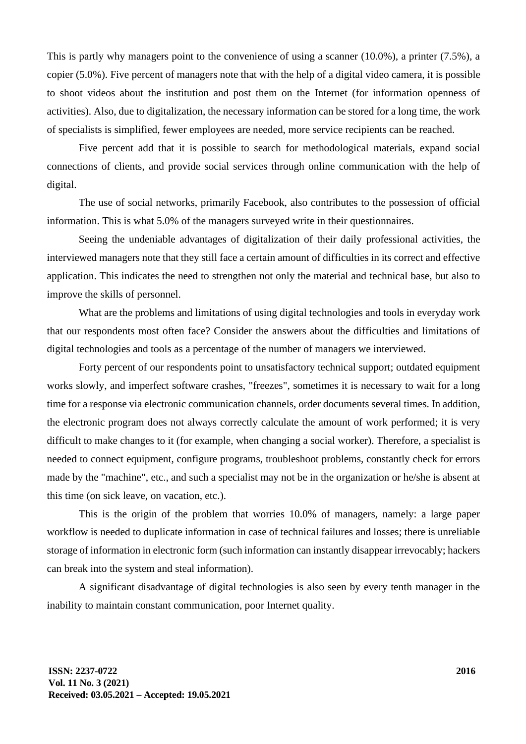This is partly why managers point to the convenience of using a scanner (10.0%), a printer (7.5%), a copier (5.0%). Five percent of managers note that with the help of a digital video camera, it is possible to shoot videos about the institution and post them on the Internet (for information openness of activities). Also, due to digitalization, the necessary information can be stored for a long time, the work of specialists is simplified, fewer employees are needed, more service recipients can be reached.

Five percent add that it is possible to search for methodological materials, expand social connections of clients, and provide social services through online communication with the help of digital.

The use of social networks, primarily Facebook, also contributes to the possession of official information. This is what 5.0% of the managers surveyed write in their questionnaires.

Seeing the undeniable advantages of digitalization of their daily professional activities, the interviewed managers note that they still face a certain amount of difficulties in its correct and effective application. This indicates the need to strengthen not only the material and technical base, but also to improve the skills of personnel.

What are the problems and limitations of using digital technologies and tools in everyday work that our respondents most often face? Consider the answers about the difficulties and limitations of digital technologies and tools as a percentage of the number of managers we interviewed.

Forty percent of our respondents point to unsatisfactory technical support; outdated equipment works slowly, and imperfect software crashes, "freezes", sometimes it is necessary to wait for a long time for a response via electronic communication channels, order documents several times. In addition, the electronic program does not always correctly calculate the amount of work performed; it is very difficult to make changes to it (for example, when changing a social worker). Therefore, a specialist is needed to connect equipment, configure programs, troubleshoot problems, constantly check for errors made by the "machine", etc., and such a specialist may not be in the organization or he/she is absent at this time (on sick leave, on vacation, etc.).

This is the origin of the problem that worries 10.0% of managers, namely: a large paper workflow is needed to duplicate information in case of technical failures and losses; there is unreliable storage of information in electronic form (such information can instantly disappear irrevocably; hackers can break into the system and steal information).

A significant disadvantage of digital technologies is also seen by every tenth manager in the inability to maintain constant communication, poor Internet quality.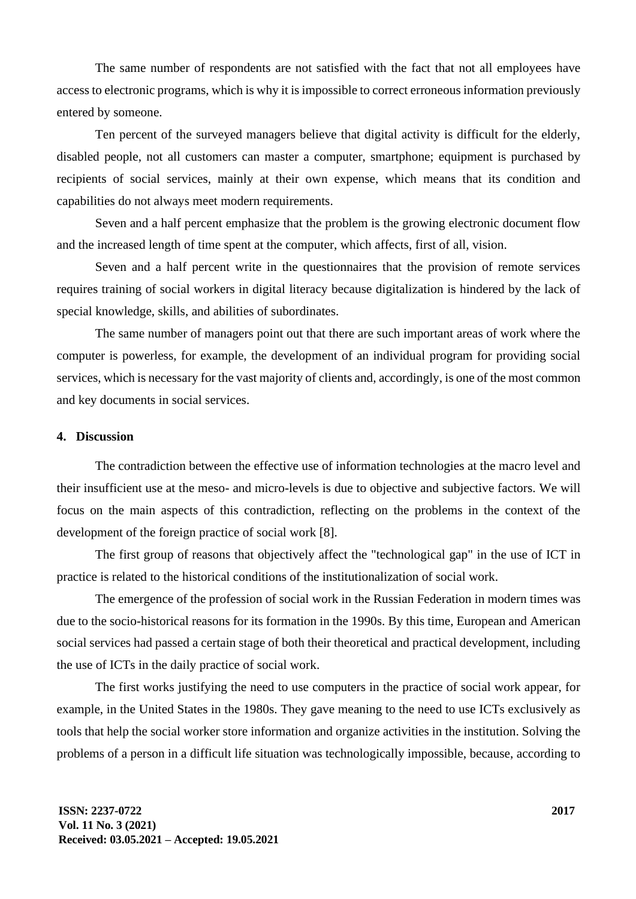The same number of respondents are not satisfied with the fact that not all employees have access to electronic programs, which is why it is impossible to correct erroneous information previously entered by someone.

Ten percent of the surveyed managers believe that digital activity is difficult for the elderly, disabled people, not all customers can master a computer, smartphone; equipment is purchased by recipients of social services, mainly at their own expense, which means that its condition and capabilities do not always meet modern requirements.

Seven and a half percent emphasize that the problem is the growing electronic document flow and the increased length of time spent at the computer, which affects, first of all, vision.

Seven and a half percent write in the questionnaires that the provision of remote services requires training of social workers in digital literacy because digitalization is hindered by the lack of special knowledge, skills, and abilities of subordinates.

The same number of managers point out that there are such important areas of work where the computer is powerless, for example, the development of an individual program for providing social services, which is necessary for the vast majority of clients and, accordingly, is one of the most common and key documents in social services.

## 4. Discussion

The contradiction between the effective use of information technologies at the macro level and their insufficient use at the meso- and micro-levels is due to objective and subjective factors. We will focus on the main aspects of this contradiction, reflecting on the problems in the context of the development of the foreign practice of social work [8].

The first group of reasons that objectively affect the "technological gap" in the use of ICT in practice is related to the historical conditions of the institutionalization of social work.

The emergence of the profession of social work in the Russian Federation in modern times was due to the socio-historical reasons for its formation in the 1990s. By this time, European and American social services had passed a certain stage of both their theoretical and practical development, including the use of ICTs in the daily practice of social work.

The first works justifying the need to use computers in the practice of social work appear, for example, in the United States in the 1980s. They gave meaning to the need to use ICTs exclusively as tools that help the social worker store information and organize activities in the institution. Solving the problems of a person in a difficult life situation was technologically impossible, because, according to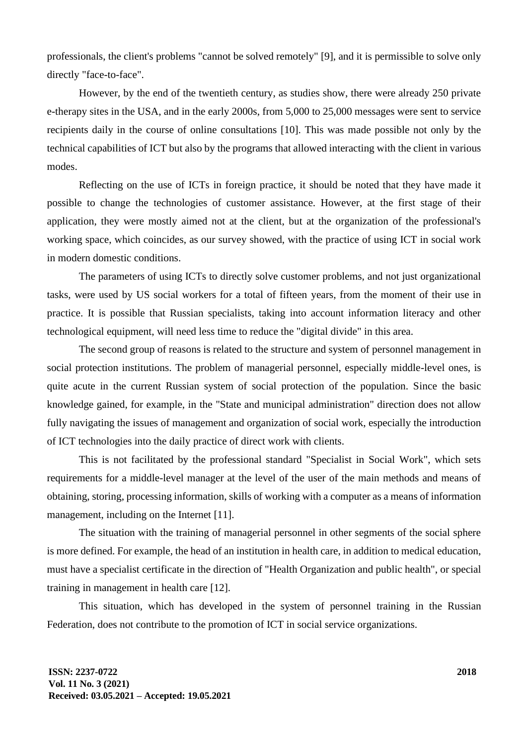professionals, the client's problems "cannot be solved remotely" [9], and it is permissible to solve only directly "face-to-face".

However, by the end of the twentieth century, as studies show, there were already 250 private e-therapy sites in the USA, and in the early 2000s, from 5,000 to 25,000 messages were sent to service recipients daily in the course of online consultations [10]. This was made possible not only by the technical capabilities of ICT but also by the programs that allowed interacting with the client in various modes.

Reflecting on the use of ICTs in foreign practice, it should be noted that they have made it possible to change the technologies of customer assistance. However, at the first stage of their application, they were mostly aimed not at the client, but at the organization of the professional's working space, which coincides, as our survey showed, with the practice of using ICT in social work in modern domestic conditions.

The parameters of using ICTs to directly solve customer problems, and not just organizational tasks, were used by US social workers for a total of fifteen years, from the moment of their use in practice. It is possible that Russian specialists, taking into account information literacy and other technological equipment, will need less time to reduce the "digital divide" in this area.

The second group of reasons is related to the structure and system of personnel management in social protection institutions. The problem of managerial personnel, especially middle-level ones, is quite acute in the current Russian system of social protection of the population. Since the basic knowledge gained, for example, in the "State and municipal administration" direction does not allow fully navigating the issues of management and organization of social work, especially the introduction of ICT technologies into the daily practice of direct work with clients.

This is not facilitated by the professional standard "Specialist in Social Work", which sets requirements for a middle-level manager at the level of the user of the main methods and means of obtaining, storing, processing information, skills of working with a computer as a means of information management, including on the Internet [11].

The situation with the training of managerial personnel in other segments of the social sphere is more defined. For example, the head of an institution in health care, in addition to medical education, must have a specialist certificate in the direction of "Health Organization and public health", or special training in management in health care [12].

This situation, which has developed in the system of personnel training in the Russian Federation, does not contribute to the promotion of ICT in social service organizations.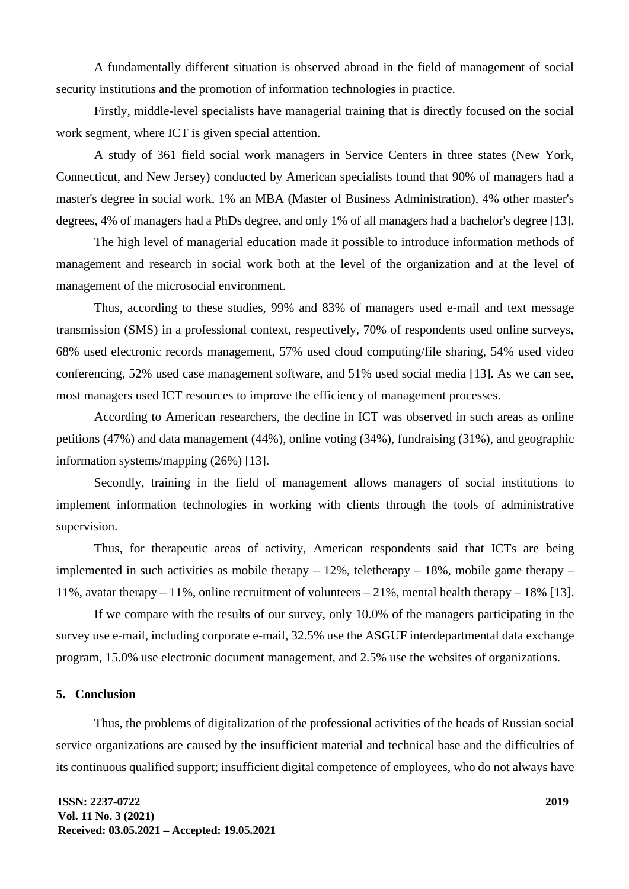A fundamentally different situation is observed abroad in the field of management of social security institutions and the promotion of information technologies in practice.

Firstly, middle-level specialists have managerial training that is directly focused on the social work segment, where ICT is given special attention.

A study of 361 field social work managers in Service Centers in three states (New York, Connecticut, and New Jersey) conducted by American specialists found that 90% of managers had a master's degree in social work, 1% an MBA (Master of Business Administration), 4% other master's degrees, 4% of managers had a PhDs degree, and only 1% of all managers had a bachelor's degree [13].

The high level of managerial education made it possible to introduce information methods of management and research in social work both at the level of the organization and at the level of management of the microsocial environment.

Thus, according to these studies, 99% and 83% of managers used e-mail and text message transmission (SMS) in a professional context, respectively, 70% of respondents used online surveys, 68% used electronic records management, 57% used cloud computing/file sharing, 54% used video conferencing, 52% used case management software, and 51% used social media [13]. As we can see, most managers used ICT resources to improve the efficiency of management processes.

According to American researchers, the decline in ICT was observed in such areas as online petitions (47%) and data management (44%), online voting (34%), fundraising (31%), and geographic information systems/mapping (26%) [13].

Secondly, training in the field of management allows managers of social institutions to implement information technologies in working with clients through the tools of administrative supervision.

Thus, for therapeutic areas of activity, American respondents said that ICTs are being implemented in such activities as mobile therapy – 12%, teletherapy – 18%, mobile game therapy – 11%, avatar therapy – 11%, online recruitment of volunteers – 21%, mental health therapy – 18% [13].

If we compare with the results of our survey, only 10.0% of the managers participating in the survey use e-mail, including corporate e-mail, 32.5% use the ASGUF interdepartmental data exchange program, 15.0% use electronic document management, and 2.5% use the websites of organizations.

## 5. Conclusion

Thus, the problems of digitalization of the professional activities of the heads of Russian social service organizations are caused by the insufficient material and technical base and the difficulties of its continuous qualified support; insufficient digital competence of employees, who do not always have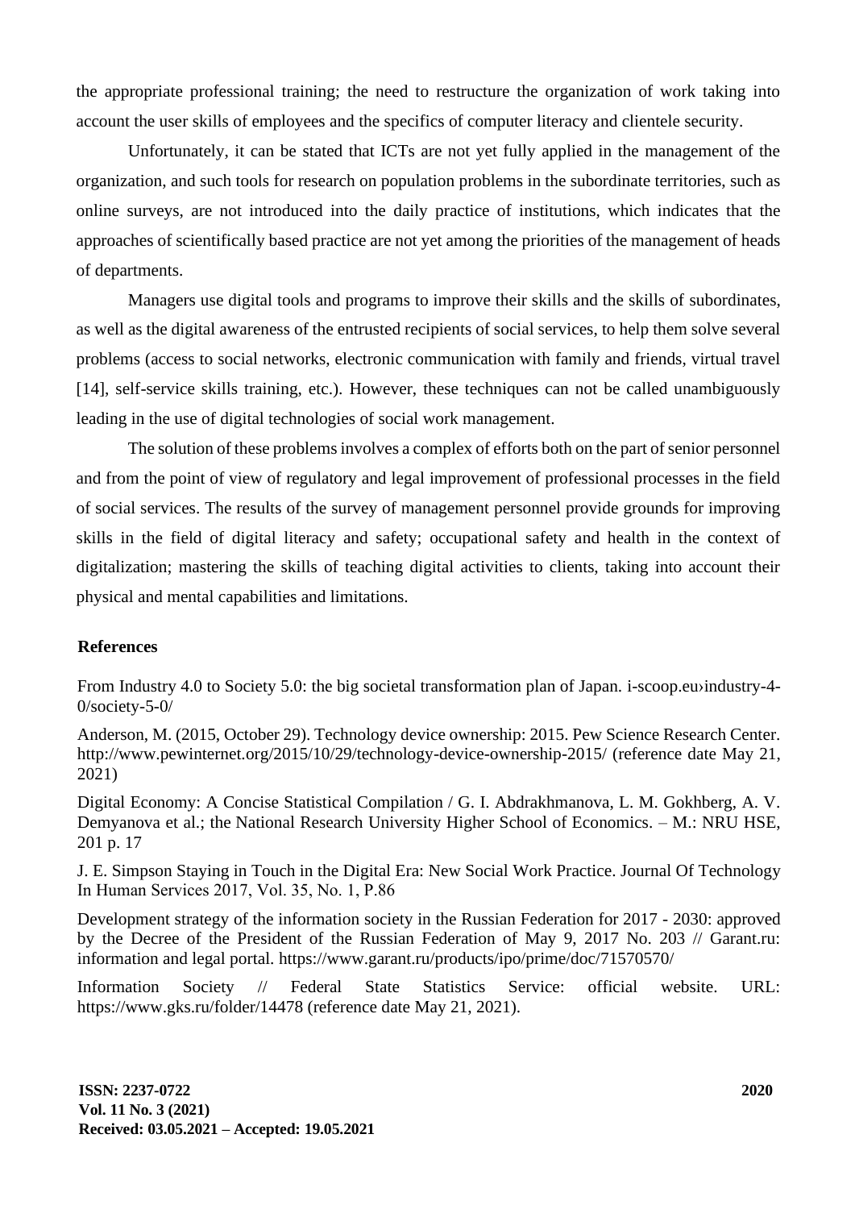the appropriate professional training; the need to restructure the organization of work taking into account the user skills of employees and the specifics of computer literacy and clientele security.

Unfortunately, it can be stated that ICTs are not yet fully applied in the management of the organization, and such tools for research on population problems in the subordinate territories, such as online surveys, are not introduced into the daily practice of institutions, which indicates that the approaches of scientifically based practice are not yet among the priorities of the management of heads of departments.

Managers use digital tools and programs to improve their skills and the skills of subordinates, as well as the digital awareness of the entrusted recipients of social services, to help them solve several problems (access to social networks, electronic communication with family and friends, virtual travel [14], self-service skills training, etc.). However, these techniques can not be called unambiguously leading in the use of digital technologies of social work management.

The solution of these problems involves a complex of efforts both on the part of senior personnel and from the point of view of regulatory and legal improvement of professional processes in the field of social services. The results of the survey of management personnel provide grounds for improving skills in the field of digital literacy and safety; occupational safety and health in the context of digitalization; mastering the skills of teaching digital activities to clients, taking into account their physical and mental capabilities and limitations.

## References

From Industry 4.0 to Society 5.0: the big societal transformation plan of Japan. i-scoop.eu›industry-4-0/society-5-0/

Anderson, M. (2015, October 29). Technology device ownership: 2015. Pew Science Research Center. http://www.pewinternet.org/2015/10/29/technology-device-ownership-2015/ (reference date May 21, 2021)

Digital Economy: A Concise Statistical Compilation / G. I. Abdrakhmanova, L. M. Gokhberg, A. V. Demyanova et al.; the National Research University Higher School of Economics. – M.: NRU HSE, 201 p. 17

J. E. Simpson Staying in Touch in the Digital Era: New Social Work Practice. Journal Of Technology In Human Services 2017, Vol. 35, No. 1, P.86

Development strategy of the information society in the Russian Federation for 2017 - 2030: approved by the Decree of the President of the Russian Federation of May 9, 2017 No. 203 // Garant.ru: information and legal portal. https://www.garant.ru/products/ipo/prime/doc/71570570/

Information Society // Federal State Statistics Service: official website. URL: https://www.gks.ru/folder/14478 (reference date May 21, 2021).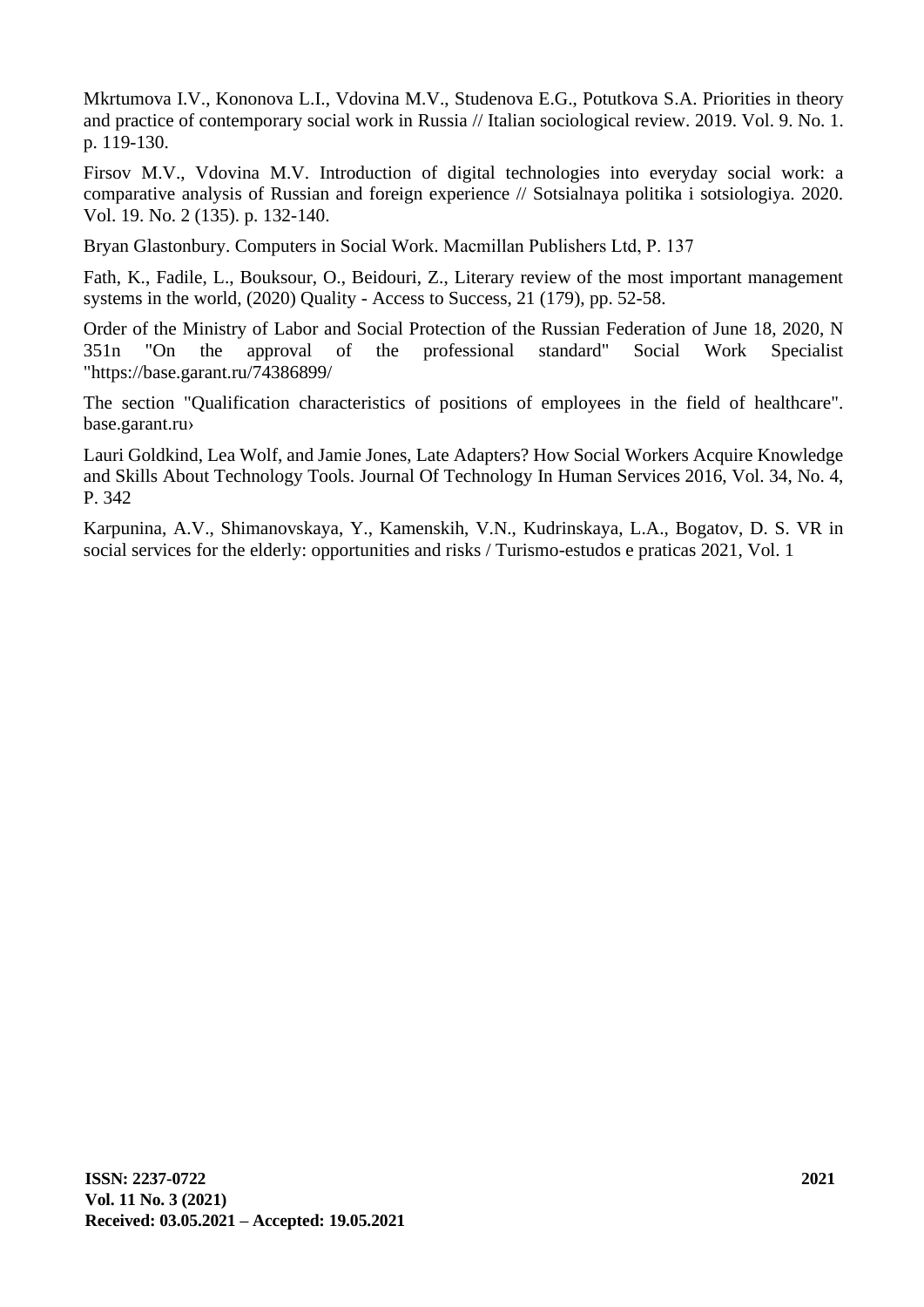Mkrtumova I.V., Kononova L.I., Vdovina M.V., Studenova E.G., Potutkova S.A. Priorities in theory and practice of contemporary social work in Russia // Italian sociological review. 2019. Vol. 9. No. 1. p. 119-130.

Firsov M.V., Vdovina M.V. Introduction of digital technologies into everyday social work: a comparative analysis of Russian and foreign experience // Sotsialnaya politika i sotsiologiya. 2020. Vol. 19. No. 2 (135). p. 132-140.

Bryan Glastonbury. Computers in Social Work. Macmillan Publishers Ltd, P. 137

Fath, K., Fadile, L., Bouksour, O., Beidouri, Z., Literary review of the most important management systems in the world, (2020) Quality - Access to Success, 21 (179), pp. 52-58.

Order of the Ministry of Labor and Social Protection of the Russian Federation of June 18, 2020, N 351n "On the approval of the professional standard" Social Work Specialist "https://base.garant.ru/74386899/

The section "Qualification characteristics of positions of employees in the field of healthcare". base.garant.ru›

Lauri Goldkind, Lea Wolf, and Jamie Jones, Late Adapters? How Social Workers Acquire Knowledge and Skills About Technology Tools. Journal Of Technology In Human Services 2016, Vol. 34, No. 4, P. 342

Karpunina, A.V., Shimanovskaya, Y., Kamenskih, V.N., Kudrinskaya, L.A., Bogatov, D. S. VR in social services for the elderly: opportunities and risks / Turismo-estudos e praticas 2021, Vol. 1